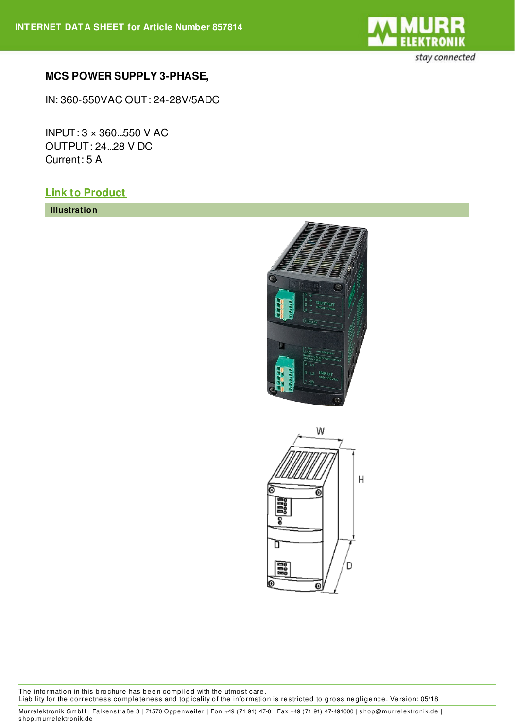INTERNET DATA SHEET for Article Number 857814

**MCS POWER SUPPLY 3-PHASE,**

IN: 360-550VAC OUT: 24-28V/5ADC

INPUT: 3 × 360...550 V AC
OUTPUT: 24...28 V DC
Current: 5 A

[Link to Product]

**Illustration**

The information in this brochure has been compiled with the utmost care.
Liability for the correctness completeness and topicality of the information is restricted to gross negligence. Version: 05/18

Murrelektronik GmbH | Falkenstraße 3 | 71570 Oppenweiler | Fon +49 (71 91) 47-0 | Fax +49 (71 91) 47-491000 | shop@murrelektronik.de | shop.murrelektronik.de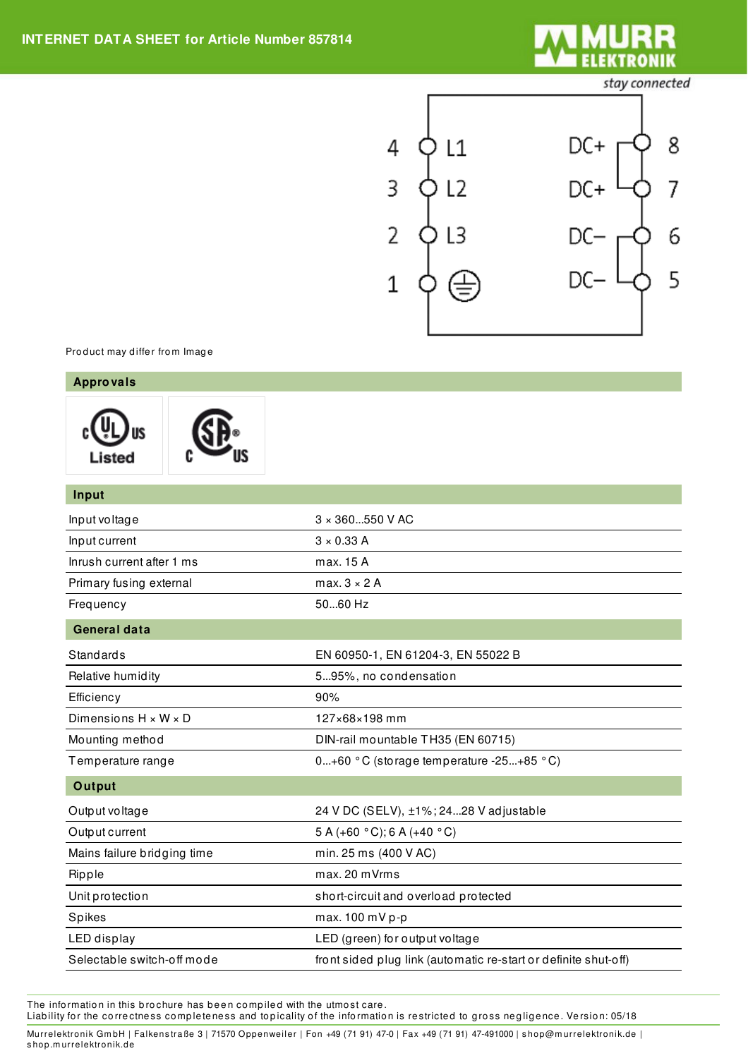# INTERNET DATA SHEET for Article Number 857814

Product may differ from Image

## Approvals

## Input

| | |
|---|---|
| Input voltage | 3 × 360...550 V AC |
| Input current | 3 × 0.33 A |
| Inrush current after 1 ms | max. 15 A |
| Primary fusing external | max. 3 × 2 A |
| Frequency | 50...60 Hz |

## General data

| | |
|---|---|
| Standards | EN 60950-1, EN 61204-3, EN 55022 B |
| Relative humidity | 5...95%, no condensation |
| Efficiency | 90% |
| Dimensions H × W × D | 127×68×198 mm |
| Mounting method | DIN-rail mountable TH35 (EN 60715) |
| Temperature range | 0...+60 °C (storage temperature -25...+85 °C) |

## Output

| | |
|---|---|
| Output voltage | 24 V DC (SELV), ±1%; 24...28 V adjustable |
| Output current | 5 A (+60 °C); 6 A (+40 °C) |
| Mains failure bridging time | min. 25 ms (400 V AC) |
| Ripple | max. 20 mVrms |
| Unit protection | short-circuit and overload protected |
| Spikes | max. 100 mV p-p |
| LED display | LED (green) for output voltage |
| Selectable switch-off mode | front sided plug link (automatic re-start or definite shut-off) |

The information in this brochure has been compiled with the utmost care.
Liability for the correctness completeness and topicality of the information is restricted to gross negligence. Version: 05/18

Murrelektronik GmbH | Falkenstraße 3 | 71570 Oppenweiler | Fon +49 (71 91) 47-0 | Fax +49 (71 91) 47-491000 | shop@murrelektronik.de | shop.murrelektronik.de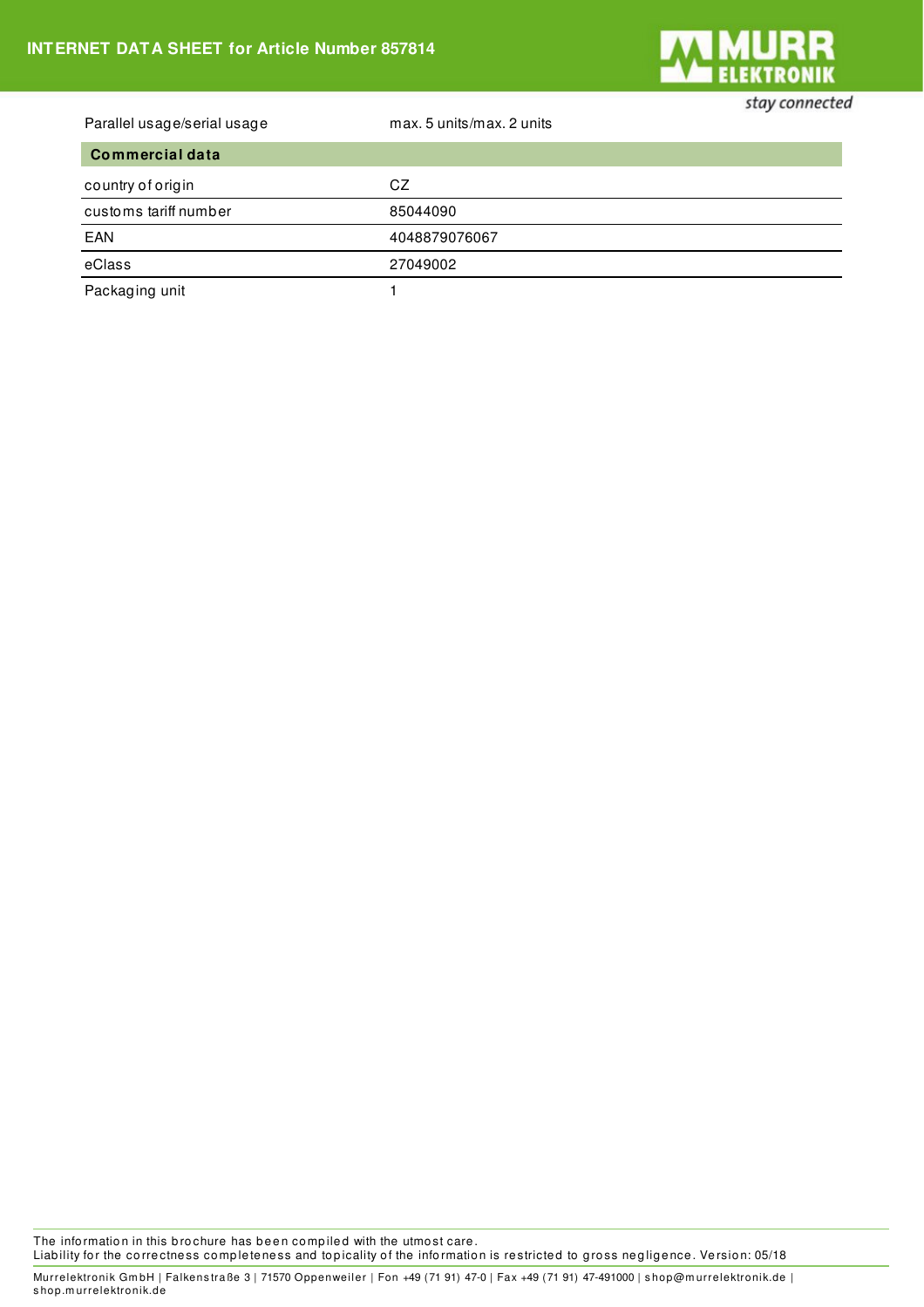| | |
|---|---|
| Parallel usage/serial usage | max. 5 units/max. 2 units |

## Commercial data

| | |
|---|---|
| country of origin | CZ |
| customs tariff number | 85044090 |
| EAN | 4048879076067 |
| eClass | 27049002 |
| Packaging unit | 1 |

The information in this brochure has been compiled with the utmost care.
Liability for the correctness completeness and topicality of the information is restricted to gross negligence. Version: 05/18

Murrelektronik GmbH | Falkenstraße 3 | 71570 Oppenweiler | Fon +49 (71 91) 47-0 | Fax +49 (71 91) 47-491000 | shop@murrelektronik.de | shop.murrelektronik.de